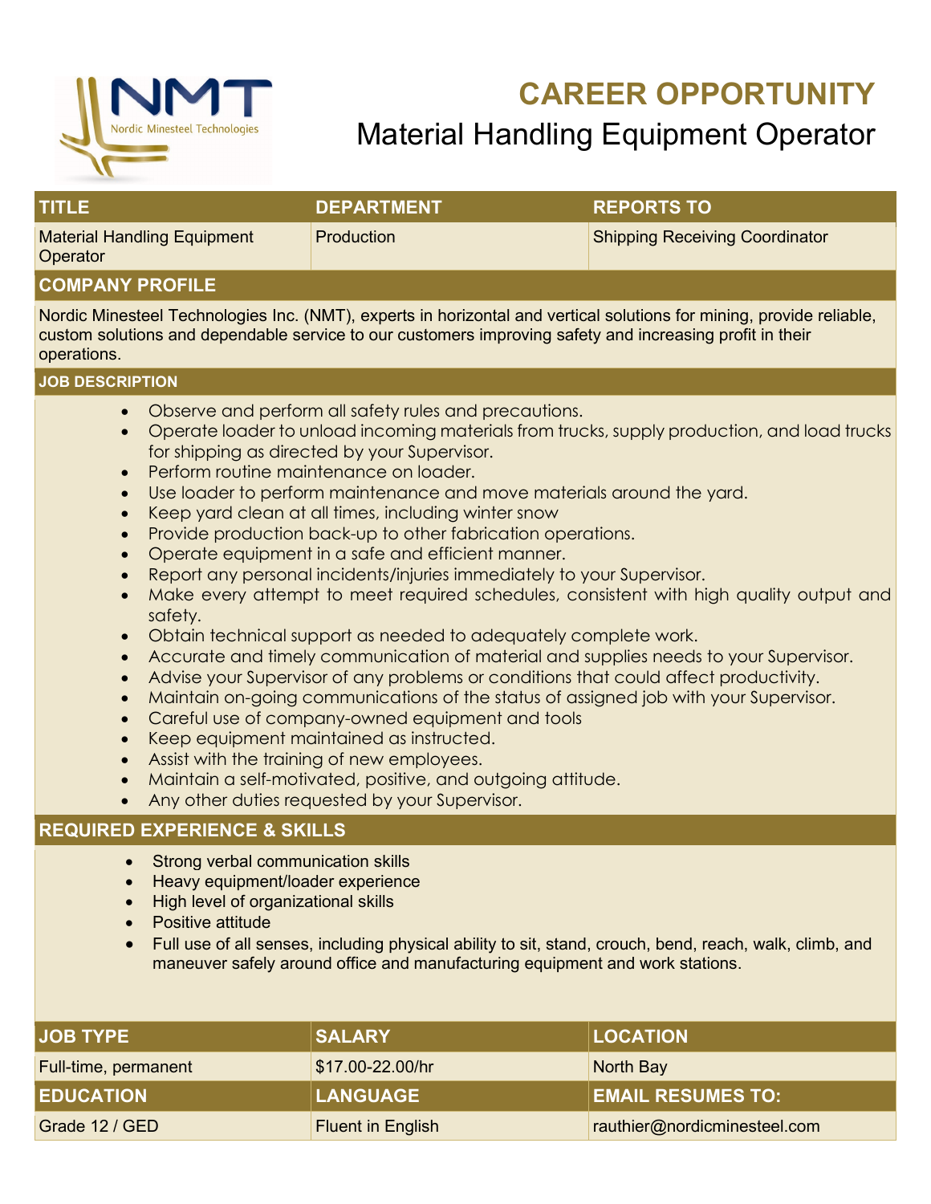Nordic Minesteel Technologies

# CAREER OPPORTUNITY

## Material Handling Equipment Operator

| TITLE | DEPARTMENT | REPORTS TO |
|---|---|---|
| Material Handling Equipment Operator | Production | Shipping Receiving Coordinator |

## COMPANY PROFILE

Nordic Minesteel Technologies Inc. (NMT), experts in horizontal and vertical solutions for mining, provide reliable, custom solutions and dependable service to our customers improving safety and increasing profit in their operations.

## JOB DESCRIPTION

- Observe and perform all safety rules and precautions.
- Operate loader to unload incoming materials from trucks, supply production, and load trucks for shipping as directed by your Supervisor.
- Perform routine maintenance on loader.
- Use loader to perform maintenance and move materials around the yard.
- Keep yard clean at all times, including winter snow
- Provide production back-up to other fabrication operations.
- Operate equipment in a safe and efficient manner.
- Report any personal incidents/injuries immediately to your Supervisor.
- Make every attempt to meet required schedules, consistent with high quality output and safety.
- Obtain technical support as needed to adequately complete work.
- Accurate and timely communication of material and supplies needs to your Supervisor.
- Advise your Supervisor of any problems or conditions that could affect productivity.
- Maintain on-going communications of the status of assigned job with your Supervisor.
- Careful use of company-owned equipment and tools
- Keep equipment maintained as instructed.
- Assist with the training of new employees.
- Maintain a self-motivated, positive, and outgoing attitude.
- Any other duties requested by your Supervisor.

## REQUIRED EXPERIENCE & SKILLS

- Strong verbal communication skills
- Heavy equipment/loader experience
- High level of organizational skills
- Positive attitude
- Full use of all senses, including physical ability to sit, stand, crouch, bend, reach, walk, climb, and maneuver safely around office and manufacturing equipment and work stations.

| JOB TYPE | SALARY | LOCATION |
|---|---|---|
| Full-time, permanent | $17.00-22.00/hr | North Bay |
| **EDUCATION** | **LANGUAGE** | **EMAIL RESUMES TO:** |
| Grade 12 / GED | Fluent in English | rauthier@nordicminesteel.com |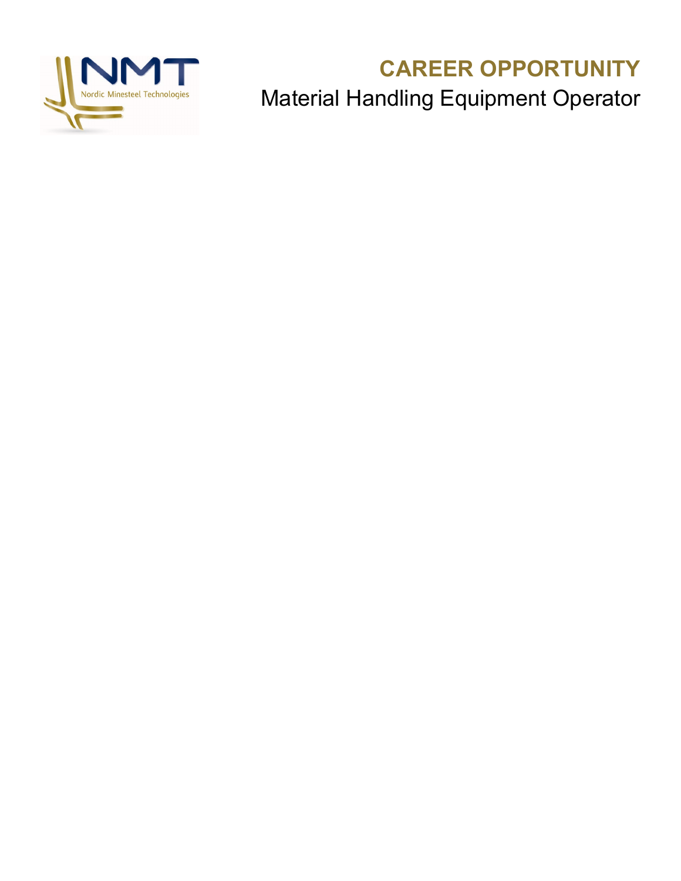# CAREER OPPORTUNITY

## Material Handling Equipment Operator